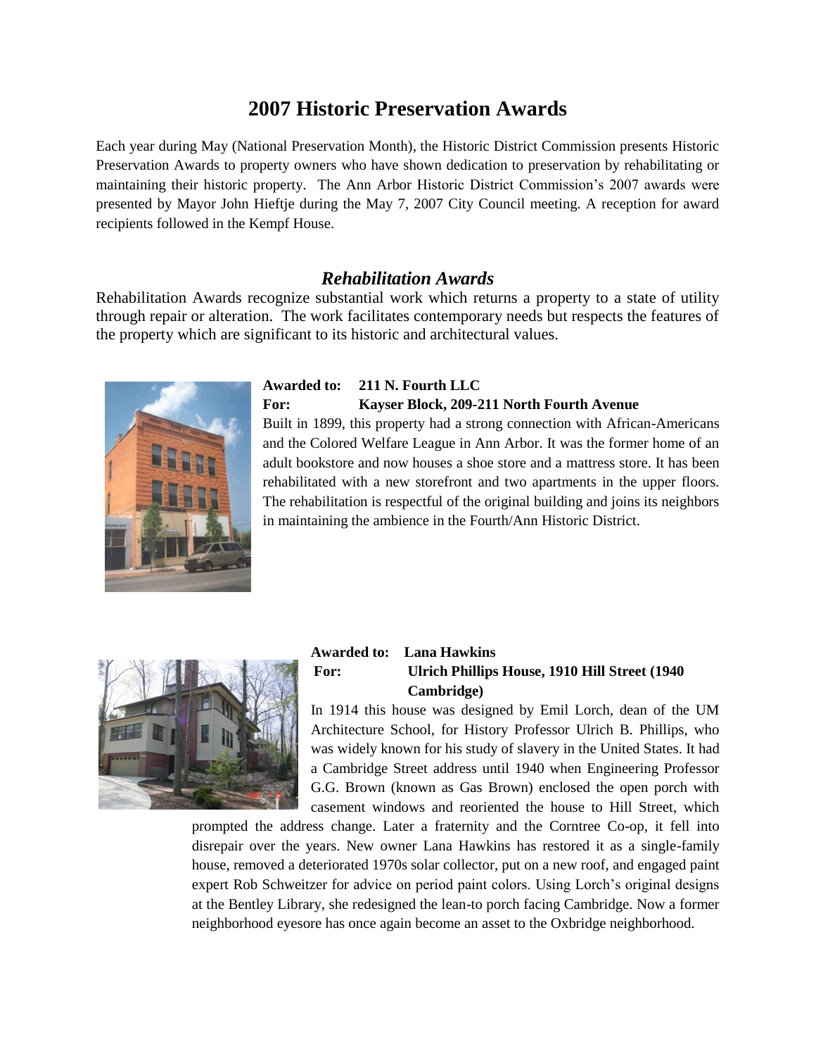# 2007 Historic Preservation Awards

Each year during May (National Preservation Month), the Historic District Commission presents Historic Preservation Awards to property owners who have shown dedication to preservation by rehabilitating or maintaining their historic property. The Ann Arbor Historic District Commission's 2007 awards were presented by Mayor John Hieftje during the May 7, 2007 City Council meeting. A reception for award recipients followed in the Kempf House.

## *Rehabilitation Awards*

Rehabilitation Awards recognize substantial work which returns a property to a state of utility through repair or alteration. The work facilitates contemporary needs but respects the features of the property which are significant to its historic and architectural values.

**Awarded to: 211 N. Fourth LLC**
**For: Kayser Block, 209-211 North Fourth Avenue**

Built in 1899, this property had a strong connection with African-Americans and the Colored Welfare League in Ann Arbor. It was the former home of an adult bookstore and now houses a shoe store and a mattress store. It has been rehabilitated with a new storefront and two apartments in the upper floors. The rehabilitation is respectful of the original building and joins its neighbors in maintaining the ambience in the Fourth/Ann Historic District.

**Awarded to: Lana Hawkins**
**For: Ulrich Phillips House, 1910 Hill Street (1940 Cambridge)**

In 1914 this house was designed by Emil Lorch, dean of the UM Architecture School, for History Professor Ulrich B. Phillips, who was widely known for his study of slavery in the United States. It had a Cambridge Street address until 1940 when Engineering Professor G.G. Brown (known as Gas Brown) enclosed the open porch with casement windows and reoriented the house to Hill Street, which prompted the address change. Later a fraternity and the Corntree Co-op, it fell into disrepair over the years. New owner Lana Hawkins has restored it as a single-family house, removed a deteriorated 1970s solar collector, put on a new roof, and engaged paint expert Rob Schweitzer for advice on period paint colors. Using Lorch's original designs at the Bentley Library, she redesigned the lean-to porch facing Cambridge. Now a former neighborhood eyesore has once again become an asset to the Oxbridge neighborhood.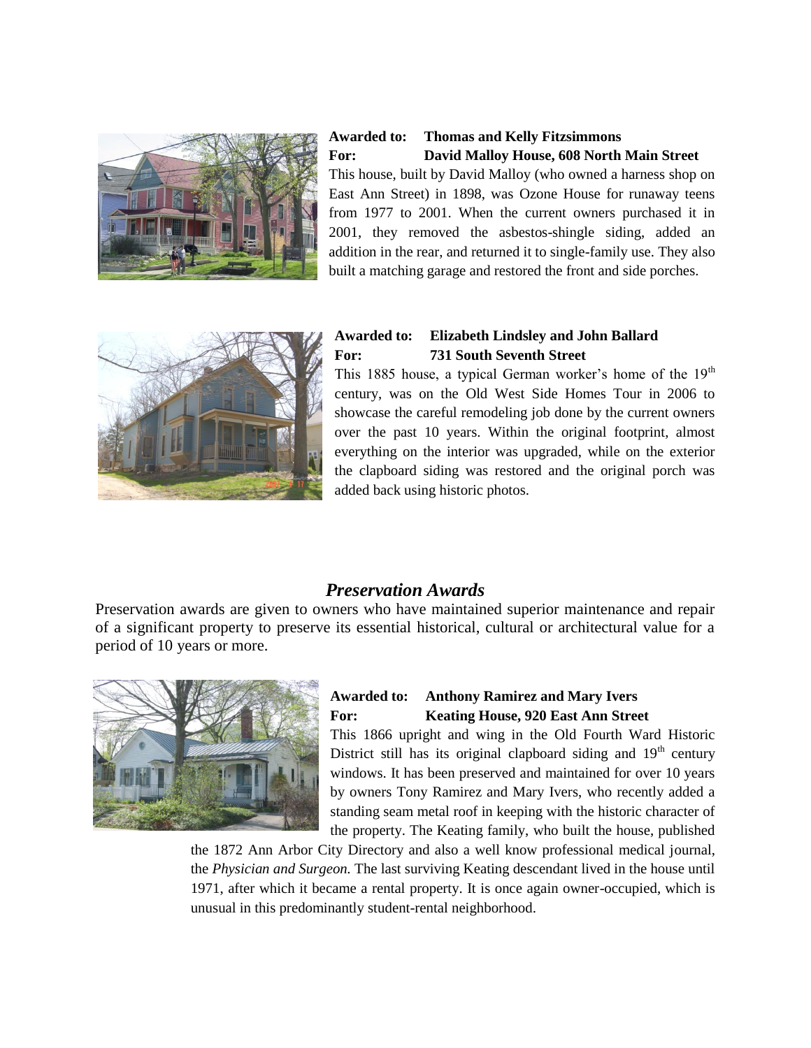**Awarded to: Thomas and Kelly Fitzsimmons**
**For: David Malloy House, 608 North Main Street**

This house, built by David Malloy (who owned a harness shop on East Ann Street) in 1898, was Ozone House for runaway teens from 1977 to 2001. When the current owners purchased it in 2001, they removed the asbestos-shingle siding, added an addition in the rear, and returned it to single-family use. They also built a matching garage and restored the front and side porches.

**Awarded to: Elizabeth Lindsley and John Ballard**
**For: 731 South Seventh Street**

This 1885 house, a typical German worker's home of the 19th century, was on the Old West Side Homes Tour in 2006 to showcase the careful remodeling job done by the current owners over the past 10 years. Within the original footprint, almost everything on the interior was upgraded, while on the exterior the clapboard siding was restored and the original porch was added back using historic photos.

## *Preservation Awards*

Preservation awards are given to owners who have maintained superior maintenance and repair of a significant property to preserve its essential historical, cultural or architectural value for a period of 10 years or more.

**Awarded to: Anthony Ramirez and Mary Ivers**
**For: Keating House, 920 East Ann Street**

This 1866 upright and wing in the Old Fourth Ward Historic District still has its original clapboard siding and 19th century windows. It has been preserved and maintained for over 10 years by owners Tony Ramirez and Mary Ivers, who recently added a standing seam metal roof in keeping with the historic character of the property. The Keating family, who built the house, published the 1872 Ann Arbor City Directory and also a well know professional medical journal, the *Physician and Surgeon.* The last surviving Keating descendant lived in the house until 1971, after which it became a rental property. It is once again owner-occupied, which is unusual in this predominantly student-rental neighborhood.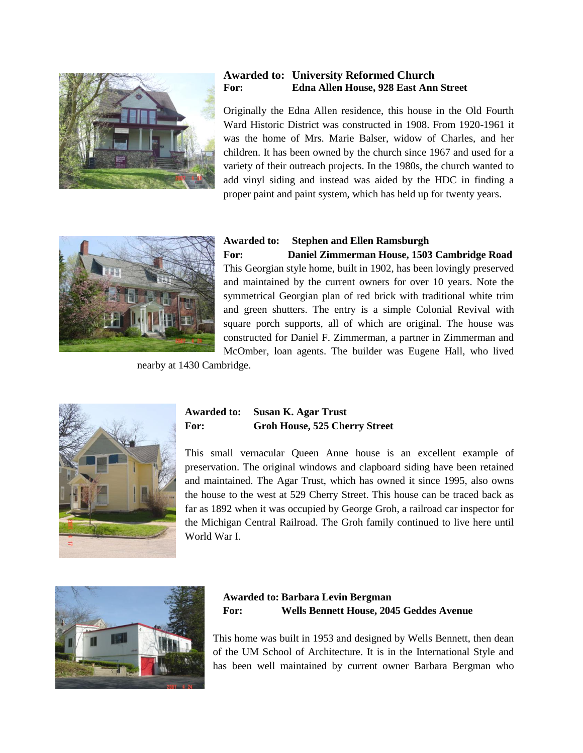**Awarded to: University Reformed Church**
**For: Edna Allen House, 928 East Ann Street**

Originally the Edna Allen residence, this house in the Old Fourth Ward Historic District was constructed in 1908. From 1920-1961 it was the home of Mrs. Marie Balser, widow of Charles, and her children. It has been owned by the church since 1967 and used for a variety of their outreach projects. In the 1980s, the church wanted to add vinyl siding and instead was aided by the HDC in finding a proper paint and paint system, which has held up for twenty years.

**Awarded to: Stephen and Ellen Ramsburgh**
**For: Daniel Zimmerman House, 1503 Cambridge Road**

This Georgian style home, built in 1902, has been lovingly preserved and maintained by the current owners for over 10 years. Note the symmetrical Georgian plan of red brick with traditional white trim and green shutters. The entry is a simple Colonial Revival with square porch supports, all of which are original. The house was constructed for Daniel F. Zimmerman, a partner in Zimmerman and McOmber, loan agents. The builder was Eugene Hall, who lived nearby at 1430 Cambridge.

**Awarded to: Susan K. Agar Trust**
**For: Groh House, 525 Cherry Street**

This small vernacular Queen Anne house is an excellent example of preservation. The original windows and clapboard siding have been retained and maintained. The Agar Trust, which has owned it since 1995, also owns the house to the west at 529 Cherry Street. This house can be traced back as far as 1892 when it was occupied by George Groh, a railroad car inspector for the Michigan Central Railroad. The Groh family continued to live here until World War I.

**Awarded to: Barbara Levin Bergman**
**For: Wells Bennett House, 2045 Geddes Avenue**

This home was built in 1953 and designed by Wells Bennett, then dean of the UM School of Architecture. It is in the International Style and has been well maintained by current owner Barbara Bergman who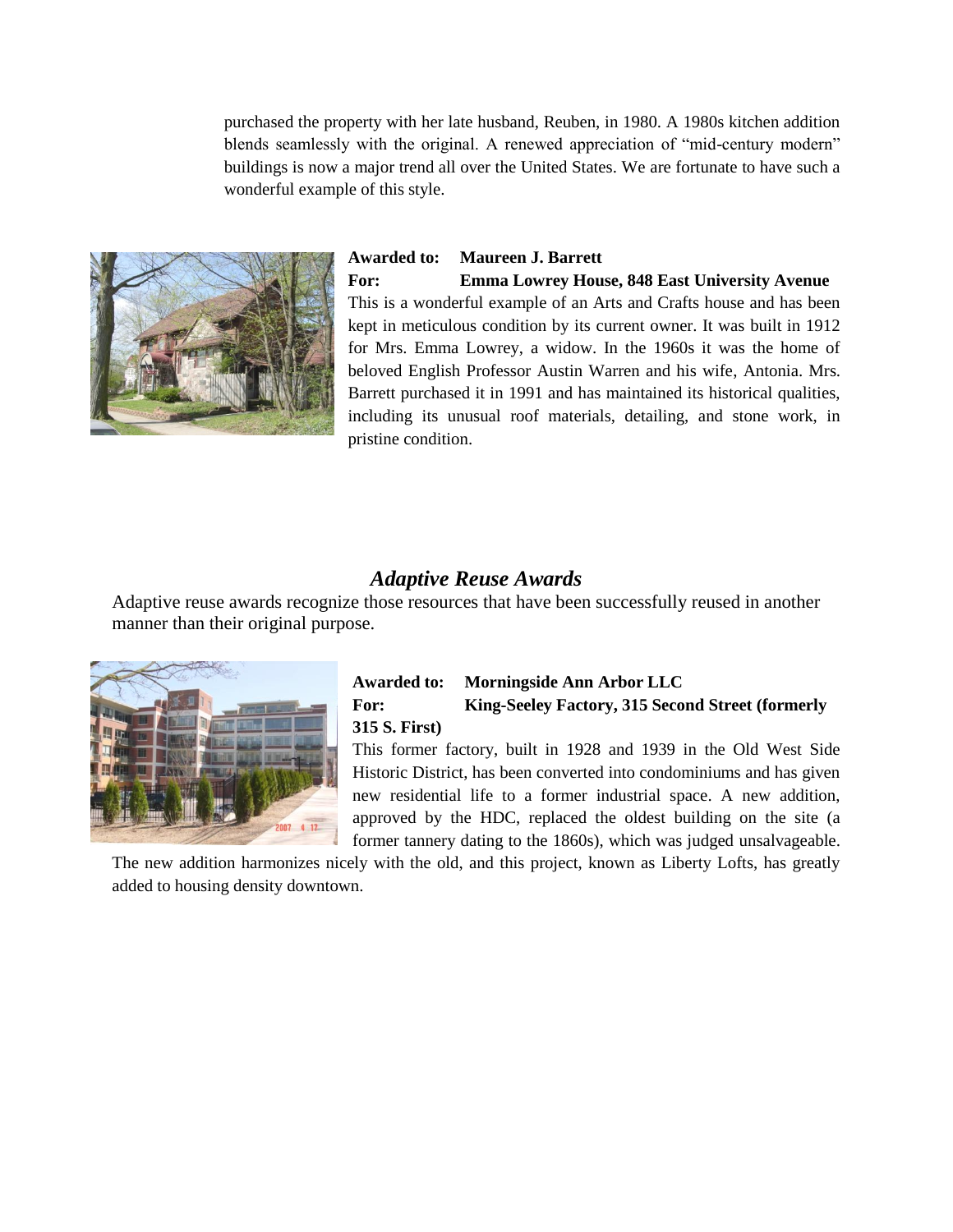purchased the property with her late husband, Reuben, in 1980. A 1980s kitchen addition blends seamlessly with the original. A renewed appreciation of "mid-century modern" buildings is now a major trend all over the United States. We are fortunate to have such a wonderful example of this style.

**Awarded to: Maureen J. Barrett**
**For: Emma Lowrey House, 848 East University Avenue**

This is a wonderful example of an Arts and Crafts house and has been kept in meticulous condition by its current owner. It was built in 1912 for Mrs. Emma Lowrey, a widow. In the 1960s it was the home of beloved English Professor Austin Warren and his wife, Antonia. Mrs. Barrett purchased it in 1991 and has maintained its historical qualities, including its unusual roof materials, detailing, and stone work, in pristine condition.

## *Adaptive Reuse Awards*

Adaptive reuse awards recognize those resources that have been successfully reused in another manner than their original purpose.

**Awarded to: Morningside Ann Arbor LLC**
**For: King-Seeley Factory, 315 Second Street (formerly 315 S. First)**

This former factory, built in 1928 and 1939 in the Old West Side Historic District, has been converted into condominiums and has given new residential life to a former industrial space. A new addition, approved by the HDC, replaced the oldest building on the site (a former tannery dating to the 1860s), which was judged unsalvageable. The new addition harmonizes nicely with the old, and this project, known as Liberty Lofts, has greatly added to housing density downtown.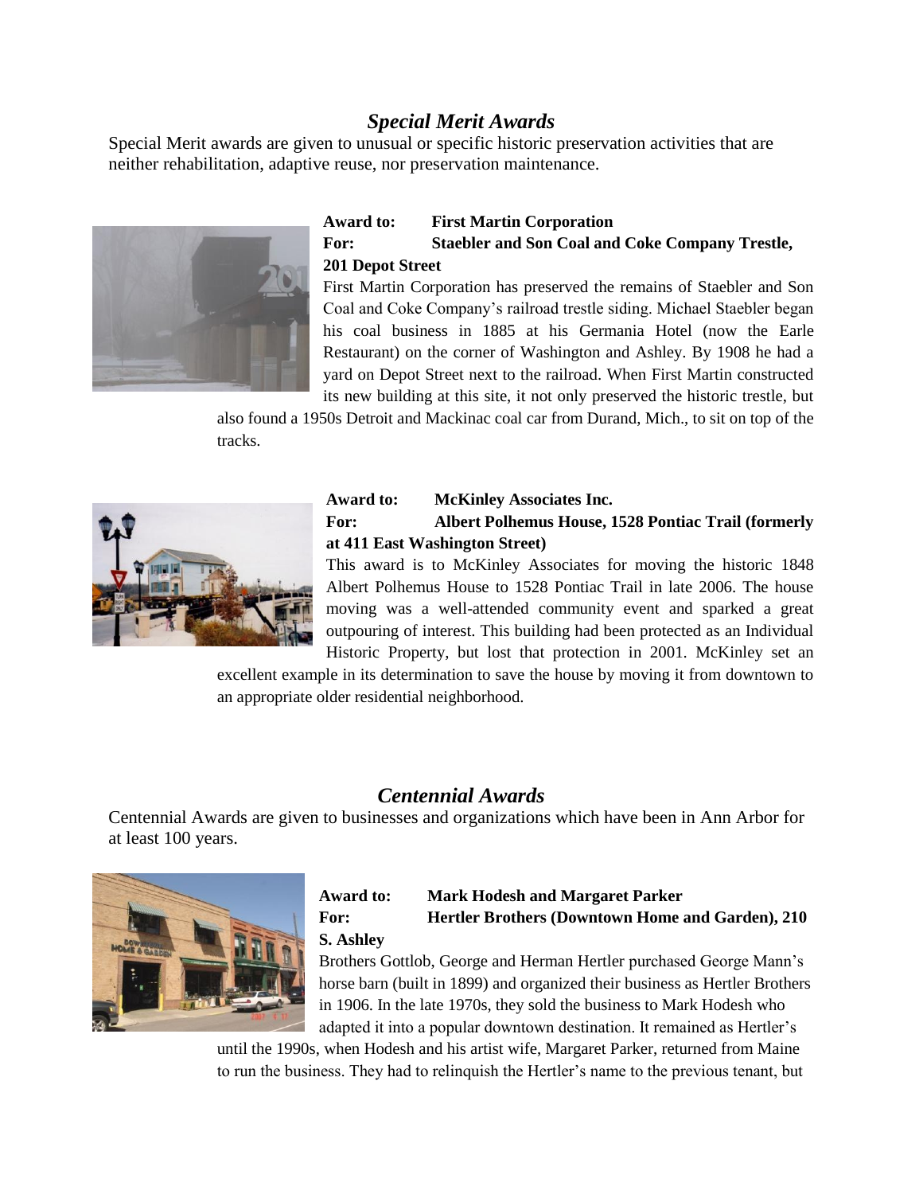## *Special Merit Awards*

Special Merit awards are given to unusual or specific historic preservation activities that are neither rehabilitation, adaptive reuse, nor preservation maintenance.

**Award to:** **First Martin Corporation**
**For:** **Staebler and Son Coal and Coke Company Trestle, 201 Depot Street**

First Martin Corporation has preserved the remains of Staebler and Son Coal and Coke Company's railroad trestle siding. Michael Staebler began his coal business in 1885 at his Germania Hotel (now the Earle Restaurant) on the corner of Washington and Ashley. By 1908 he had a yard on Depot Street next to the railroad. When First Martin constructed its new building at this site, it not only preserved the historic trestle, but also found a 1950s Detroit and Mackinac coal car from Durand, Mich., to sit on top of the tracks.

**Award to:** **McKinley Associates Inc.**
**For:** **Albert Polhemus House, 1528 Pontiac Trail (formerly at 411 East Washington Street)**

This award is to McKinley Associates for moving the historic 1848 Albert Polhemus House to 1528 Pontiac Trail in late 2006. The house moving was a well-attended community event and sparked a great outpouring of interest. This building had been protected as an Individual Historic Property, but lost that protection in 2001. McKinley set an excellent example in its determination to save the house by moving it from downtown to an appropriate older residential neighborhood.

## *Centennial Awards*

Centennial Awards are given to businesses and organizations which have been in Ann Arbor for at least 100 years.

**Award to:** **Mark Hodesh and Margaret Parker**
**For:** **Hertler Brothers (Downtown Home and Garden), 210 S. Ashley**

Brothers Gottlob, George and Herman Hertler purchased George Mann's horse barn (built in 1899) and organized their business as Hertler Brothers in 1906. In the late 1970s, they sold the business to Mark Hodesh who adapted it into a popular downtown destination. It remained as Hertler's until the 1990s, when Hodesh and his artist wife, Margaret Parker, returned from Maine to run the business. They had to relinquish the Hertler's name to the previous tenant, but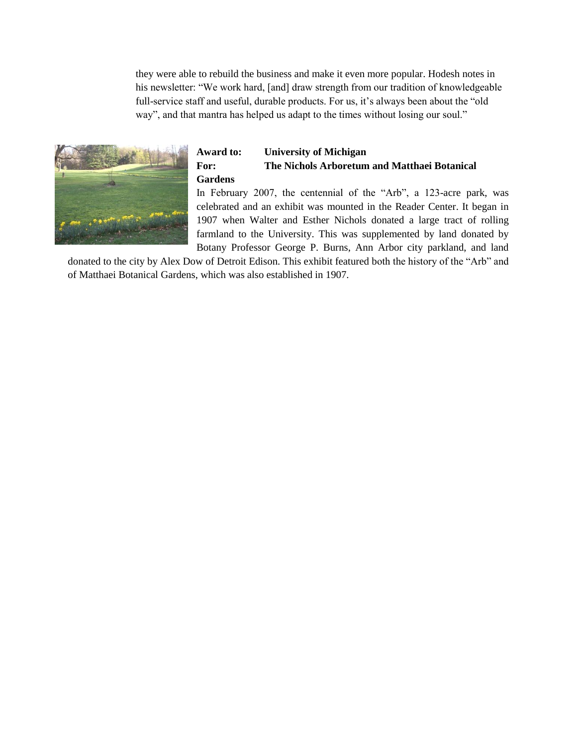they were able to rebuild the business and make it even more popular. Hodesh notes in his newsletter: “We work hard, [and] draw strength from our tradition of knowledgeable full-service staff and useful, durable products. For us, it’s always been about the “old way”, and that mantra has helped us adapt to the times without losing our soul.”

**Award to:** **University of Michigan**
**For:** **The Nichols Arboretum and Matthaei Botanical Gardens**

In February 2007, the centennial of the “Arb”, a 123-acre park, was celebrated and an exhibit was mounted in the Reader Center. It began in 1907 when Walter and Esther Nichols donated a large tract of rolling farmland to the University. This was supplemented by land donated by Botany Professor George P. Burns, Ann Arbor city parkland, and land donated to the city by Alex Dow of Detroit Edison. This exhibit featured both the history of the “Arb” and of Matthaei Botanical Gardens, which was also established in 1907.